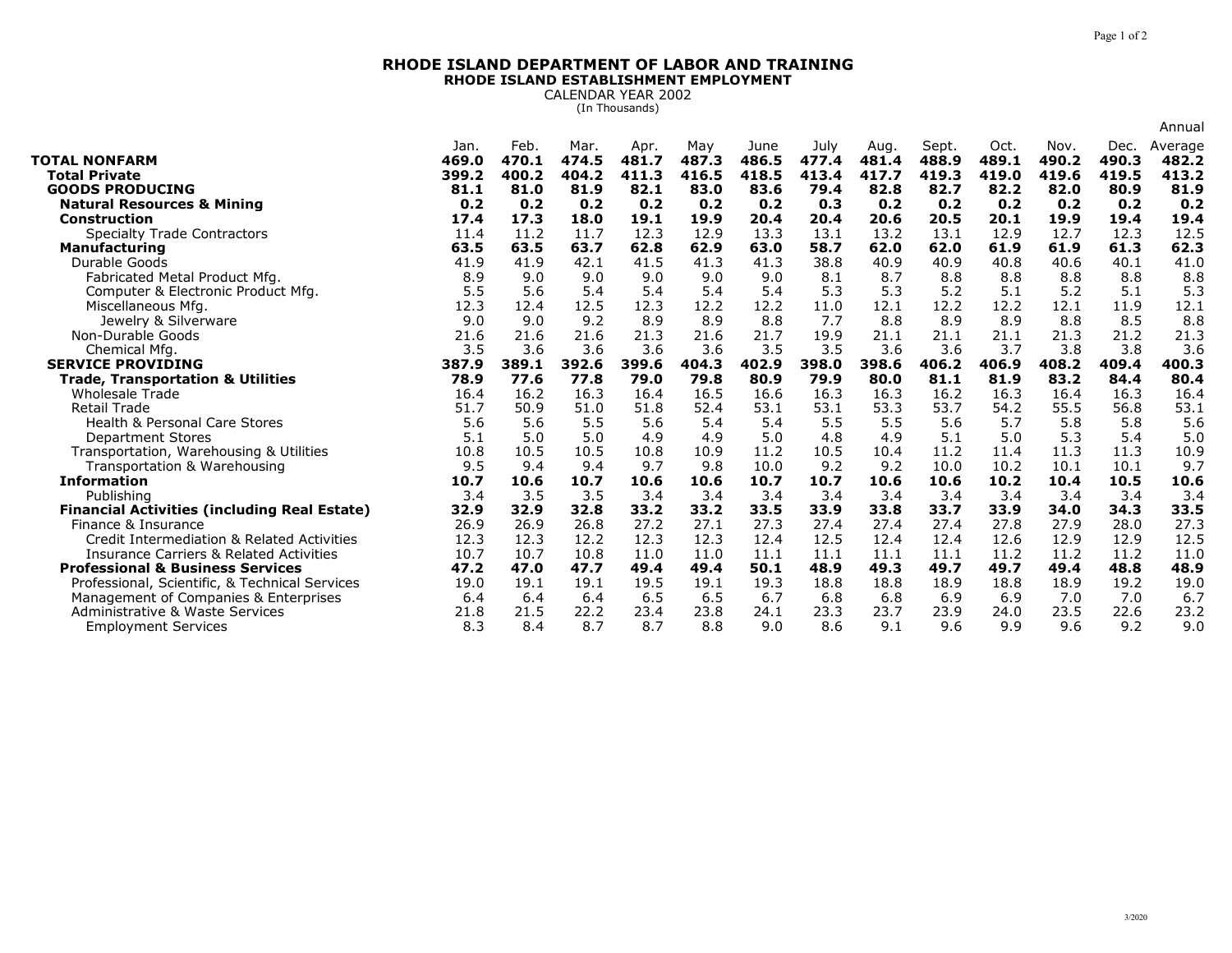# RHODE ISLAND DEPARTMENT OF LABOR AND TRAINING

## RHODE ISLAND ESTABLISHMENT EMPLOYMENT

CALENDAR YEAR 2002

(In Thousands)

| | Jan. | Feb. | Mar. | Apr. | May | June | July | Aug. | Sept. | Oct. | Nov. | Dec. | Annual Average |
|---|---|---|---|---|---|---|---|---|---|---|---|---|---|
| **TOTAL NONFARM** | **469.0** | **470.1** | **474.5** | **481.7** | **487.3** | **486.5** | **477.4** | **481.4** | **488.9** | **489.1** | **490.2** | **490.3** | **482.2** |
| **Total Private** | **399.2** | **400.2** | **404.2** | **411.3** | **416.5** | **418.5** | **413.4** | **417.7** | **419.3** | **419.0** | **419.6** | **419.5** | **413.2** |
| **GOODS PRODUCING** | **81.1** | **81.0** | **81.9** | **82.1** | **83.0** | **83.6** | **79.4** | **82.8** | **82.7** | **82.2** | **82.0** | **80.9** | **81.9** |
| **Natural Resources & Mining** | **0.2** | **0.2** | **0.2** | **0.2** | **0.2** | **0.2** | **0.3** | **0.2** | **0.2** | **0.2** | **0.2** | **0.2** | **0.2** |
| **Construction** | **17.4** | **17.3** | **18.0** | **19.1** | **19.9** | **20.4** | **20.4** | **20.6** | **20.5** | **20.1** | **19.9** | **19.4** | **19.4** |
| Specialty Trade Contractors | 11.4 | 11.2 | 11.7 | 12.3 | 12.9 | 13.3 | 13.1 | 13.2 | 13.1 | 12.9 | 12.7 | 12.3 | 12.5 |
| **Manufacturing** | **63.5** | **63.5** | **63.7** | **62.8** | **62.9** | **63.0** | **58.7** | **62.0** | **62.0** | **61.9** | **61.9** | **61.3** | **62.3** |
| Durable Goods | 41.9 | 41.9 | 42.1 | 41.5 | 41.3 | 41.3 | 38.8 | 40.9 | 40.9 | 40.8 | 40.6 | 40.1 | 41.0 |
| Fabricated Metal Product Mfg. | 8.9 | 9.0 | 9.0 | 9.0 | 9.0 | 9.0 | 8.1 | 8.7 | 8.8 | 8.8 | 8.8 | 8.8 | 8.8 |
| Computer & Electronic Product Mfg. | 5.5 | 5.6 | 5.4 | 5.4 | 5.4 | 5.4 | 5.3 | 5.3 | 5.2 | 5.1 | 5.2 | 5.1 | 5.3 |
| Miscellaneous Mfg. | 12.3 | 12.4 | 12.5 | 12.3 | 12.2 | 12.2 | 11.0 | 12.1 | 12.2 | 12.2 | 12.1 | 11.9 | 12.1 |
| Jewelry & Silverware | 9.0 | 9.0 | 9.2 | 8.9 | 8.9 | 8.8 | 7.7 | 8.8 | 8.9 | 8.9 | 8.8 | 8.5 | 8.8 |
| Non-Durable Goods | 21.6 | 21.6 | 21.6 | 21.3 | 21.6 | 21.7 | 19.9 | 21.1 | 21.1 | 21.1 | 21.3 | 21.2 | 21.3 |
| Chemical Mfg. | 3.5 | 3.6 | 3.6 | 3.6 | 3.6 | 3.5 | 3.5 | 3.6 | 3.6 | 3.7 | 3.8 | 3.8 | 3.6 |
| **SERVICE PROVIDING** | **387.9** | **389.1** | **392.6** | **399.6** | **404.3** | **402.9** | **398.0** | **398.6** | **406.2** | **406.9** | **408.2** | **409.4** | **400.3** |
| **Trade, Transportation & Utilities** | **78.9** | **77.6** | **77.8** | **79.0** | **79.8** | **80.9** | **79.9** | **80.0** | **81.1** | **81.9** | **83.2** | **84.4** | **80.4** |
| Wholesale Trade | 16.4 | 16.2 | 16.3 | 16.4 | 16.5 | 16.6 | 16.3 | 16.3 | 16.2 | 16.3 | 16.4 | 16.3 | 16.4 |
| Retail Trade | 51.7 | 50.9 | 51.0 | 51.8 | 52.4 | 53.1 | 53.1 | 53.3 | 53.7 | 54.2 | 55.5 | 56.8 | 53.1 |
| Health & Personal Care Stores | 5.6 | 5.6 | 5.5 | 5.6 | 5.4 | 5.4 | 5.5 | 5.5 | 5.6 | 5.7 | 5.8 | 5.8 | 5.6 |
| Department Stores | 5.1 | 5.0 | 5.0 | 4.9 | 4.9 | 5.0 | 4.8 | 4.9 | 5.1 | 5.0 | 5.3 | 5.4 | 5.0 |
| Transportation, Warehousing & Utilities | 10.8 | 10.5 | 10.5 | 10.8 | 10.9 | 11.2 | 10.5 | 10.4 | 11.2 | 11.4 | 11.3 | 11.3 | 10.9 |
| Transportation & Warehousing | 9.5 | 9.4 | 9.4 | 9.7 | 9.8 | 10.0 | 9.2 | 9.2 | 10.0 | 10.2 | 10.1 | 10.1 | 9.7 |
| **Information** | **10.7** | **10.6** | **10.7** | **10.6** | **10.6** | **10.7** | **10.7** | **10.6** | **10.6** | **10.2** | **10.4** | **10.5** | **10.6** |
| Publishing | 3.4 | 3.5 | 3.5 | 3.4 | 3.4 | 3.4 | 3.4 | 3.4 | 3.4 | 3.4 | 3.4 | 3.4 | 3.4 |
| **Financial Activities (including Real Estate)** | **32.9** | **32.9** | **32.8** | **33.2** | **33.2** | **33.5** | **33.9** | **33.8** | **33.7** | **33.9** | **34.0** | **34.3** | **33.5** |
| Finance & Insurance | 26.9 | 26.9 | 26.8 | 27.2 | 27.1 | 27.3 | 27.4 | 27.4 | 27.4 | 27.8 | 27.9 | 28.0 | 27.3 |
| Credit Intermediation & Related Activities | 12.3 | 12.3 | 12.2 | 12.3 | 12.3 | 12.4 | 12.5 | 12.4 | 12.4 | 12.6 | 12.9 | 12.9 | 12.5 |
| Insurance Carriers & Related Activities | 10.7 | 10.7 | 10.8 | 11.0 | 11.0 | 11.1 | 11.1 | 11.1 | 11.1 | 11.2 | 11.2 | 11.2 | 11.0 |
| **Professional & Business Services** | **47.2** | **47.0** | **47.7** | **49.4** | **49.4** | **50.1** | **48.9** | **49.3** | **49.7** | **49.7** | **49.4** | **48.8** | **48.9** |
| Professional, Scientific, & Technical Services | 19.0 | 19.1 | 19.1 | 19.5 | 19.1 | 19.3 | 18.8 | 18.8 | 18.9 | 18.8 | 18.9 | 19.2 | 19.0 |
| Management of Companies & Enterprises | 6.4 | 6.4 | 6.4 | 6.5 | 6.5 | 6.7 | 6.8 | 6.8 | 6.9 | 6.9 | 7.0 | 7.0 | 6.7 |
| Administrative & Waste Services | 21.8 | 21.5 | 22.2 | 23.4 | 23.8 | 24.1 | 23.3 | 23.7 | 23.9 | 24.0 | 23.5 | 22.6 | 23.2 |
| Employment Services | 8.3 | 8.4 | 8.7 | 8.7 | 8.8 | 9.0 | 8.6 | 9.1 | 9.6 | 9.9 | 9.6 | 9.2 | 9.0 |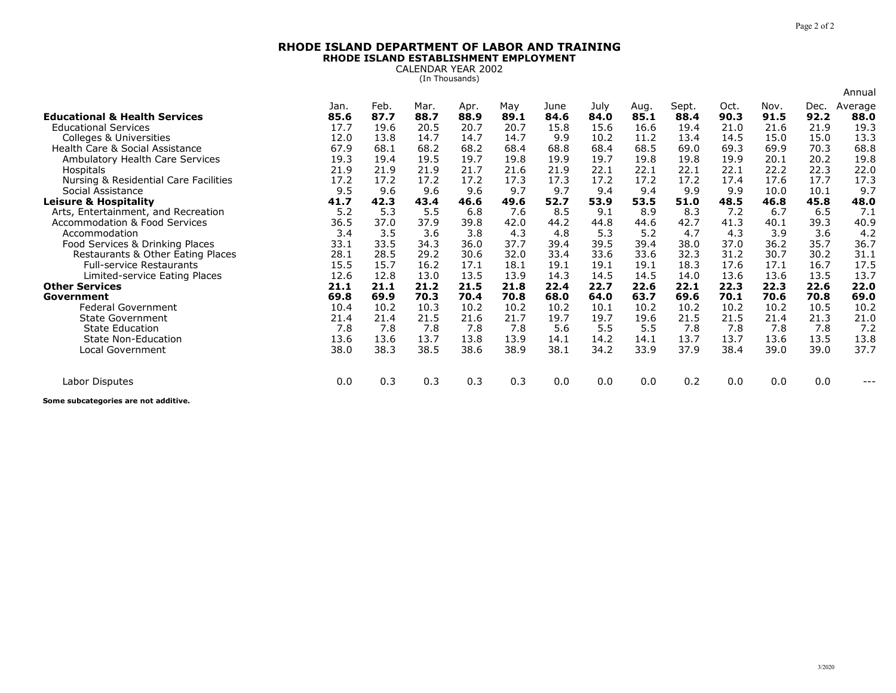# RHODE ISLAND DEPARTMENT OF LABOR AND TRAINING

## RHODE ISLAND ESTABLISHMENT EMPLOYMENT

CALENDAR YEAR 2002

(In Thousands)

| | Jan. | Feb. | Mar. | Apr. | May | June | July | Aug. | Sept. | Oct. | Nov. | Dec. | Annual Average |
|---|---|---|---|---|---|---|---|---|---|---|---|---|---|
| **Educational & Health Services** | **85.6** | **87.7** | **88.7** | **88.9** | **89.1** | **84.6** | **84.0** | **85.1** | **88.4** | **90.3** | **91.5** | **92.2** | **88.0** |
| Educational Services | 17.7 | 19.6 | 20.5 | 20.7 | 20.7 | 15.8 | 15.6 | 16.6 | 19.4 | 21.0 | 21.6 | 21.9 | 19.3 |
| Colleges & Universities | 12.0 | 13.8 | 14.7 | 14.7 | 14.7 | 9.9 | 10.2 | 11.2 | 13.4 | 14.5 | 15.0 | 15.0 | 13.3 |
| Health Care & Social Assistance | 67.9 | 68.1 | 68.2 | 68.2 | 68.4 | 68.8 | 68.4 | 68.5 | 69.0 | 69.3 | 69.9 | 70.3 | 68.8 |
| Ambulatory Health Care Services | 19.3 | 19.4 | 19.5 | 19.7 | 19.8 | 19.9 | 19.7 | 19.8 | 19.8 | 19.9 | 20.1 | 20.2 | 19.8 |
| Hospitals | 21.9 | 21.9 | 21.9 | 21.7 | 21.6 | 21.9 | 22.1 | 22.1 | 22.1 | 22.1 | 22.2 | 22.3 | 22.0 |
| Nursing & Residential Care Facilities | 17.2 | 17.2 | 17.2 | 17.2 | 17.3 | 17.3 | 17.2 | 17.2 | 17.2 | 17.4 | 17.6 | 17.7 | 17.3 |
| Social Assistance | 9.5 | 9.6 | 9.6 | 9.6 | 9.7 | 9.7 | 9.4 | 9.4 | 9.9 | 9.9 | 10.0 | 10.1 | 9.7 |
| **Leisure & Hospitality** | **41.7** | **42.3** | **43.4** | **46.6** | **49.6** | **52.7** | **53.9** | **53.5** | **51.0** | **48.5** | **46.8** | **45.8** | **48.0** |
| Arts, Entertainment, and Recreation | 5.2 | 5.3 | 5.5 | 6.8 | 7.6 | 8.5 | 9.1 | 8.9 | 8.3 | 7.2 | 6.7 | 6.5 | 7.1 |
| Accommodation & Food Services | 36.5 | 37.0 | 37.9 | 39.8 | 42.0 | 44.2 | 44.8 | 44.6 | 42.7 | 41.3 | 40.1 | 39.3 | 40.9 |
| Accommodation | 3.4 | 3.5 | 3.6 | 3.8 | 4.3 | 4.8 | 5.3 | 5.2 | 4.7 | 4.3 | 3.9 | 3.6 | 4.2 |
| Food Services & Drinking Places | 33.1 | 33.5 | 34.3 | 36.0 | 37.7 | 39.4 | 39.5 | 39.4 | 38.0 | 37.0 | 36.2 | 35.7 | 36.7 |
| Restaurants & Other Eating Places | 28.1 | 28.5 | 29.2 | 30.6 | 32.0 | 33.4 | 33.6 | 33.6 | 32.3 | 31.2 | 30.7 | 30.2 | 31.1 |
| Full-service Restaurants | 15.5 | 15.7 | 16.2 | 17.1 | 18.1 | 19.1 | 19.1 | 19.1 | 18.3 | 17.6 | 17.1 | 16.7 | 17.5 |
| Limited-service Eating Places | 12.6 | 12.8 | 13.0 | 13.5 | 13.9 | 14.3 | 14.5 | 14.5 | 14.0 | 13.6 | 13.6 | 13.5 | 13.7 |
| **Other Services** | **21.1** | **21.1** | **21.2** | **21.5** | **21.8** | **22.4** | **22.7** | **22.6** | **22.1** | **22.3** | **22.3** | **22.6** | **22.0** |
| **Government** | **69.8** | **69.9** | **70.3** | **70.4** | **70.8** | **68.0** | **64.0** | **63.7** | **69.6** | **70.1** | **70.6** | **70.8** | **69.0** |
| Federal Government | 10.4 | 10.2 | 10.3 | 10.2 | 10.2 | 10.2 | 10.1 | 10.2 | 10.2 | 10.2 | 10.2 | 10.5 | 10.2 |
| State Government | 21.4 | 21.4 | 21.5 | 21.6 | 21.7 | 19.7 | 19.7 | 19.6 | 21.5 | 21.5 | 21.4 | 21.3 | 21.0 |
| State Education | 7.8 | 7.8 | 7.8 | 7.8 | 7.8 | 5.6 | 5.5 | 5.5 | 7.8 | 7.8 | 7.8 | 7.8 | 7.2 |
| State Non-Education | 13.6 | 13.6 | 13.7 | 13.8 | 13.9 | 14.1 | 14.2 | 14.1 | 13.7 | 13.7 | 13.6 | 13.5 | 13.8 |
| Local Government | 38.0 | 38.3 | 38.5 | 38.6 | 38.9 | 38.1 | 34.2 | 33.9 | 37.9 | 38.4 | 39.0 | 39.0 | 37.7 |
| | | | | | | | | | | | | | |
| Labor Disputes | 0.0 | 0.3 | 0.3 | 0.3 | 0.3 | 0.0 | 0.0 | 0.0 | 0.2 | 0.0 | 0.0 | 0.0 | --- |

**Some subcategories are not additive.**